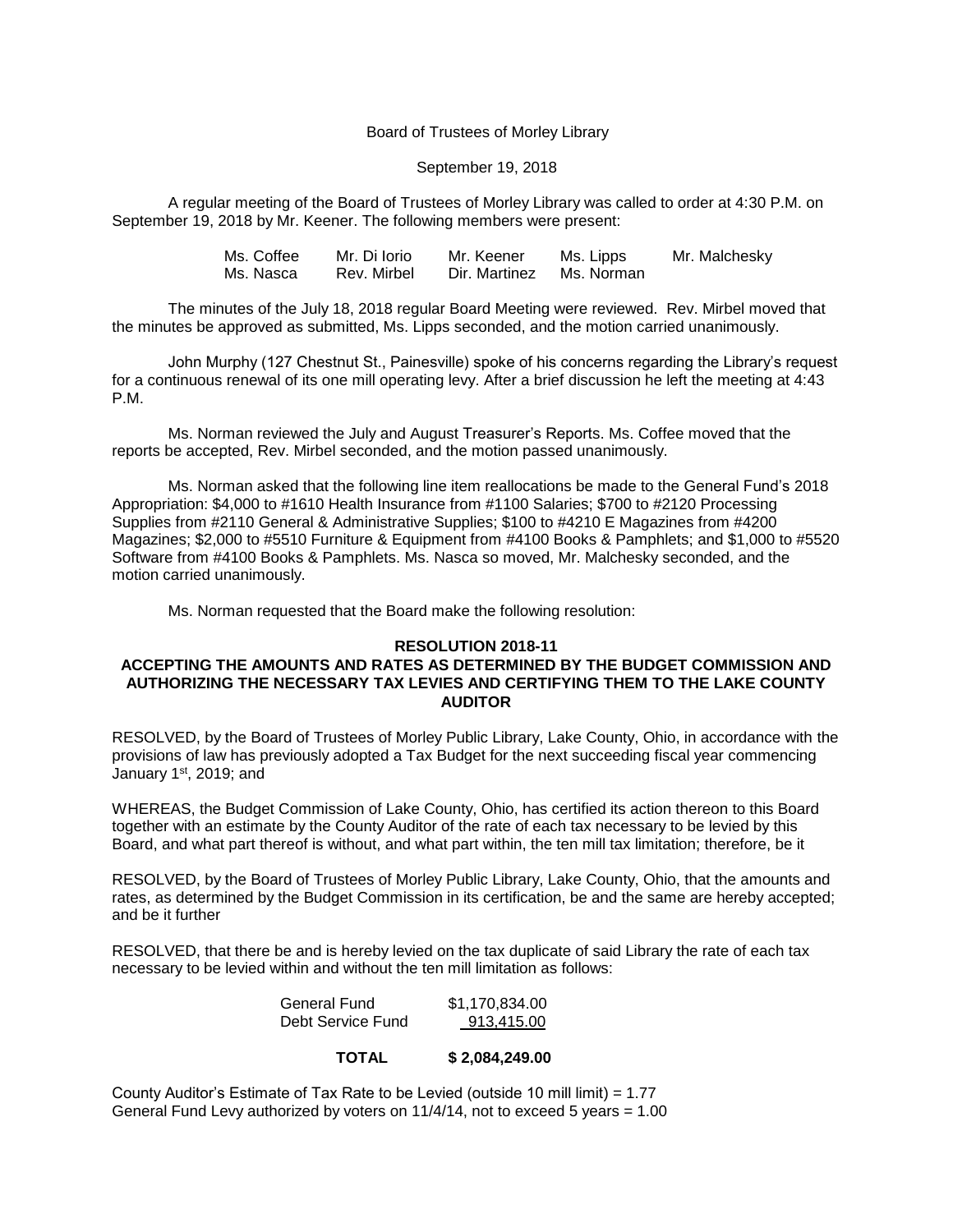Board of Trustees of Morley Library

September 19, 2018

A regular meeting of the Board of Trustees of Morley Library was called to order at 4:30 P.M. on September 19, 2018 by Mr. Keener. The following members were present:

| | | | | |
|---|---|---|---|---|
| Ms. Coffee | Mr. Di Iorio | Mr. Keener | Ms. Lipps | Mr. Malchesky |
| Ms. Nasca | Rev. Mirbel | Dir. Martinez | Ms. Norman | |

The minutes of the July 18, 2018 regular Board Meeting were reviewed. Rev. Mirbel moved that the minutes be approved as submitted, Ms. Lipps seconded, and the motion carried unanimously.

John Murphy (127 Chestnut St., Painesville) spoke of his concerns regarding the Library's request for a continuous renewal of its one mill operating levy. After a brief discussion he left the meeting at 4:43 P.M.

Ms. Norman reviewed the July and August Treasurer's Reports. Ms. Coffee moved that the reports be accepted, Rev. Mirbel seconded, and the motion passed unanimously.

Ms. Norman asked that the following line item reallocations be made to the General Fund's 2018 Appropriation: $4,000 to #1610 Health Insurance from #1100 Salaries; $700 to #2120 Processing Supplies from #2110 General & Administrative Supplies; $100 to #4210 E Magazines from #4200 Magazines; $2,000 to #5510 Furniture & Equipment from #4100 Books & Pamphlets; and $1,000 to #5520 Software from #4100 Books & Pamphlets. Ms. Nasca so moved, Mr. Malchesky seconded, and the motion carried unanimously.

Ms. Norman requested that the Board make the following resolution:

**RESOLUTION 2018-11**

**ACCEPTING THE AMOUNTS AND RATES AS DETERMINED BY THE BUDGET COMMISSION AND AUTHORIZING THE NECESSARY TAX LEVIES AND CERTIFYING THEM TO THE LAKE COUNTY AUDITOR**

RESOLVED, by the Board of Trustees of Morley Public Library, Lake County, Ohio, in accordance with the provisions of law has previously adopted a Tax Budget for the next succeeding fiscal year commencing January 1st, 2019; and

WHEREAS, the Budget Commission of Lake County, Ohio, has certified its action thereon to this Board together with an estimate by the County Auditor of the rate of each tax necessary to be levied by this Board, and what part thereof is without, and what part within, the ten mill tax limitation; therefore, be it

RESOLVED, by the Board of Trustees of Morley Public Library, Lake County, Ohio, that the amounts and rates, as determined by the Budget Commission in its certification, be and the same are hereby accepted; and be it further

RESOLVED, that there be and is hereby levied on the tax duplicate of said Library the rate of each tax necessary to be levied within and without the ten mill limitation as follows:

| | |
|---|---|
| General Fund | $1,170,834.00 |
| Debt Service Fund | 913,415.00 |
| **TOTAL** | **$ 2,084,249.00** |

County Auditor's Estimate of Tax Rate to be Levied (outside 10 mill limit) = 1.77
General Fund Levy authorized by voters on 11/4/14, not to exceed 5 years = 1.00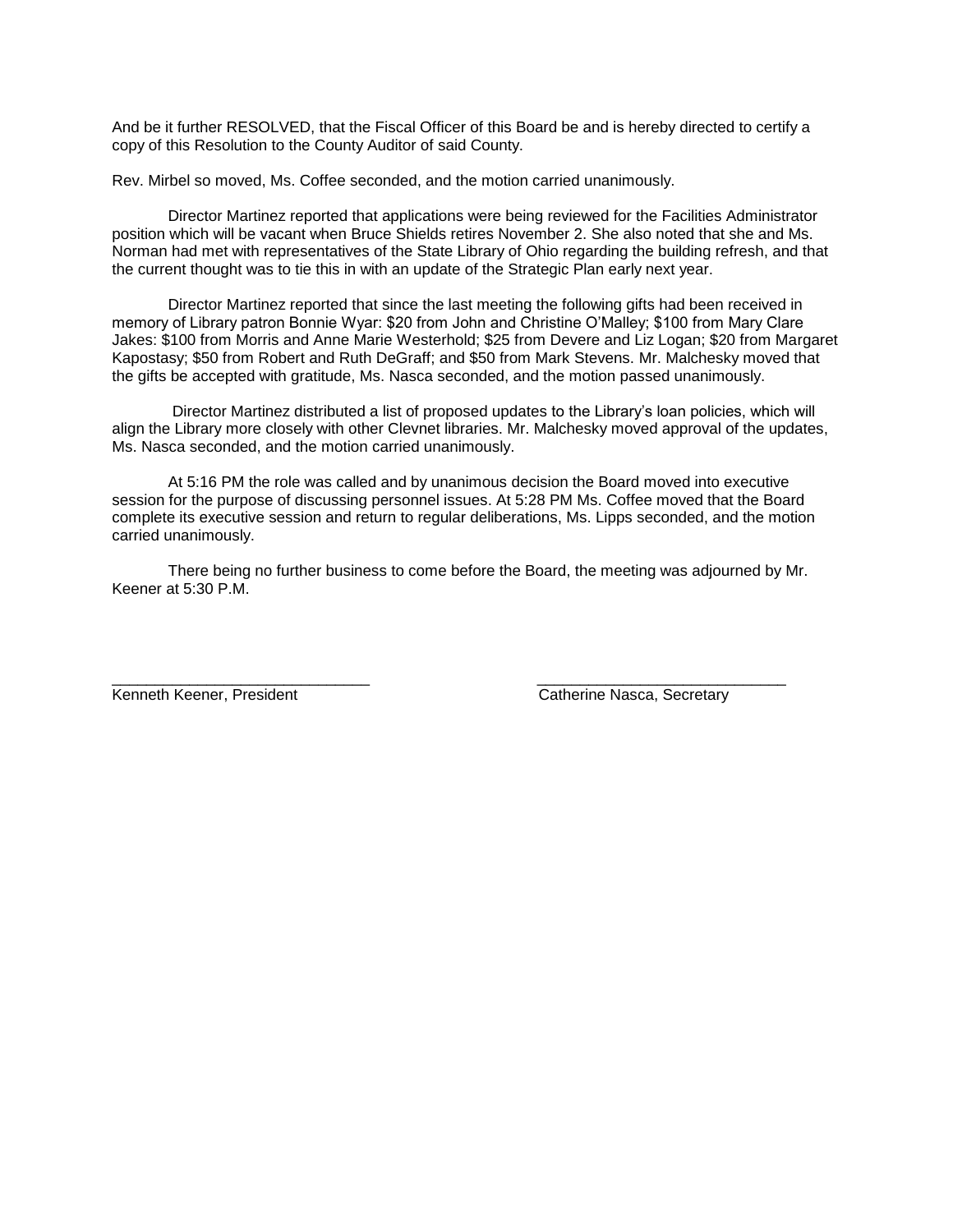And be it further RESOLVED, that the Fiscal Officer of this Board be and is hereby directed to certify a copy of this Resolution to the County Auditor of said County.

Rev. Mirbel so moved, Ms. Coffee seconded, and the motion carried unanimously.

Director Martinez reported that applications were being reviewed for the Facilities Administrator position which will be vacant when Bruce Shields retires November 2. She also noted that she and Ms. Norman had met with representatives of the State Library of Ohio regarding the building refresh, and that the current thought was to tie this in with an update of the Strategic Plan early next year.

Director Martinez reported that since the last meeting the following gifts had been received in memory of Library patron Bonnie Wyar: $20 from John and Christine O'Malley; $100 from Mary Clare Jakes: $100 from Morris and Anne Marie Westerhold; $25 from Devere and Liz Logan; $20 from Margaret Kapostasy; $50 from Robert and Ruth DeGraff; and $50 from Mark Stevens. Mr. Malchesky moved that the gifts be accepted with gratitude, Ms. Nasca seconded, and the motion passed unanimously.

Director Martinez distributed a list of proposed updates to the Library's loan policies, which will align the Library more closely with other Clevnet libraries. Mr. Malchesky moved approval of the updates, Ms. Nasca seconded, and the motion carried unanimously.

At 5:16 PM the role was called and by unanimous decision the Board moved into executive session for the purpose of discussing personnel issues. At 5:28 PM Ms. Coffee moved that the Board complete its executive session and return to regular deliberations, Ms. Lipps seconded, and the motion carried unanimously.

There being no further business to come before the Board, the meeting was adjourned by Mr. Keener at 5:30 P.M.

______________________________
Kenneth Keener, President

______________________________
Catherine Nasca, Secretary